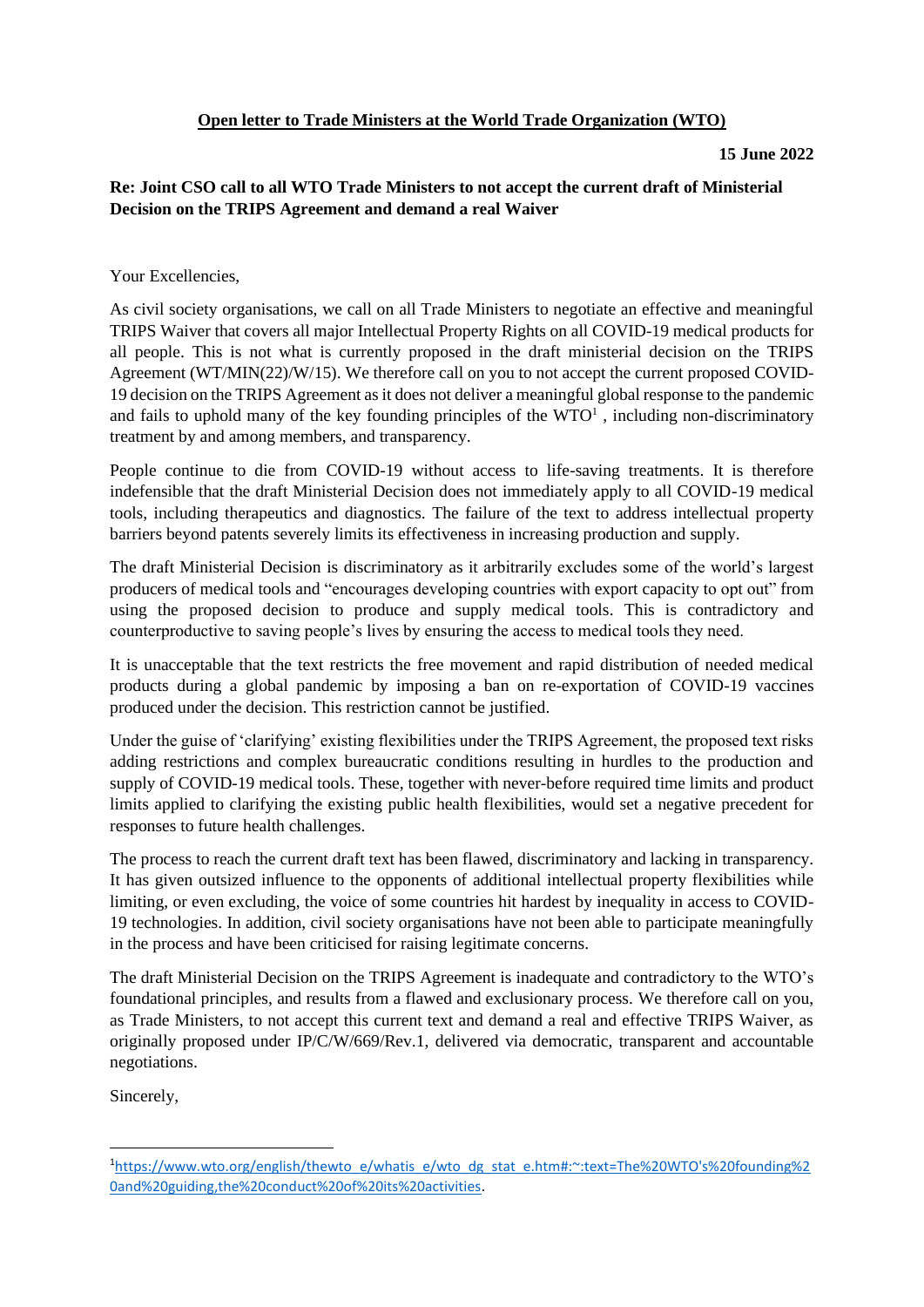**Open letter to Trade Ministers at the World Trade Organization (WTO)**

**15 June 2022**

**Re: Joint CSO call to all WTO Trade Ministers to not accept the current draft of Ministerial Decision on the TRIPS Agreement and demand a real Waiver**

Your Excellencies,

As civil society organisations, we call on all Trade Ministers to negotiate an effective and meaningful TRIPS Waiver that covers all major Intellectual Property Rights on all COVID-19 medical products for all people. This is not what is currently proposed in the draft ministerial decision on the TRIPS Agreement (WT/MIN(22)/W/15). We therefore call on you to not accept the current proposed COVID-19 decision on the TRIPS Agreement as it does not deliver a meaningful global response to the pandemic and fails to uphold many of the key founding principles of the WTO[1] , including non-discriminatory treatment by and among members, and transparency.

People continue to die from COVID-19 without access to life-saving treatments. It is therefore indefensible that the draft Ministerial Decision does not immediately apply to all COVID-19 medical tools, including therapeutics and diagnostics. The failure of the text to address intellectual property barriers beyond patents severely limits its effectiveness in increasing production and supply.

The draft Ministerial Decision is discriminatory as it arbitrarily excludes some of the world's largest producers of medical tools and "encourages developing countries with export capacity to opt out" from using the proposed decision to produce and supply medical tools. This is contradictory and counterproductive to saving people's lives by ensuring the access to medical tools they need.

It is unacceptable that the text restricts the free movement and rapid distribution of needed medical products during a global pandemic by imposing a ban on re-exportation of COVID-19 vaccines produced under the decision. This restriction cannot be justified.

Under the guise of 'clarifying' existing flexibilities under the TRIPS Agreement, the proposed text risks adding restrictions and complex bureaucratic conditions resulting in hurdles to the production and supply of COVID-19 medical tools. These, together with never-before required time limits and product limits applied to clarifying the existing public health flexibilities, would set a negative precedent for responses to future health challenges.

The process to reach the current draft text has been flawed, discriminatory and lacking in transparency. It has given outsized influence to the opponents of additional intellectual property flexibilities while limiting, or even excluding, the voice of some countries hit hardest by inequality in access to COVID-19 technologies. In addition, civil society organisations have not been able to participate meaningfully in the process and have been criticised for raising legitimate concerns.

The draft Ministerial Decision on the TRIPS Agreement is inadequate and contradictory to the WTO's foundational principles, and results from a flawed and exclusionary process. We therefore call on you, as Trade Ministers, to not accept this current text and demand a real and effective TRIPS Waiver, as originally proposed under IP/C/W/669/Rev.1, delivered via democratic, transparent and accountable negotiations.

Sincerely,

---

[1] https://www.wto.org/english/thewto_e/whatis_e/wto_dg_stat_e.htm#:~:text=The%20WTO's%20founding%20and%20guiding,the%20conduct%20of%20its%20activities.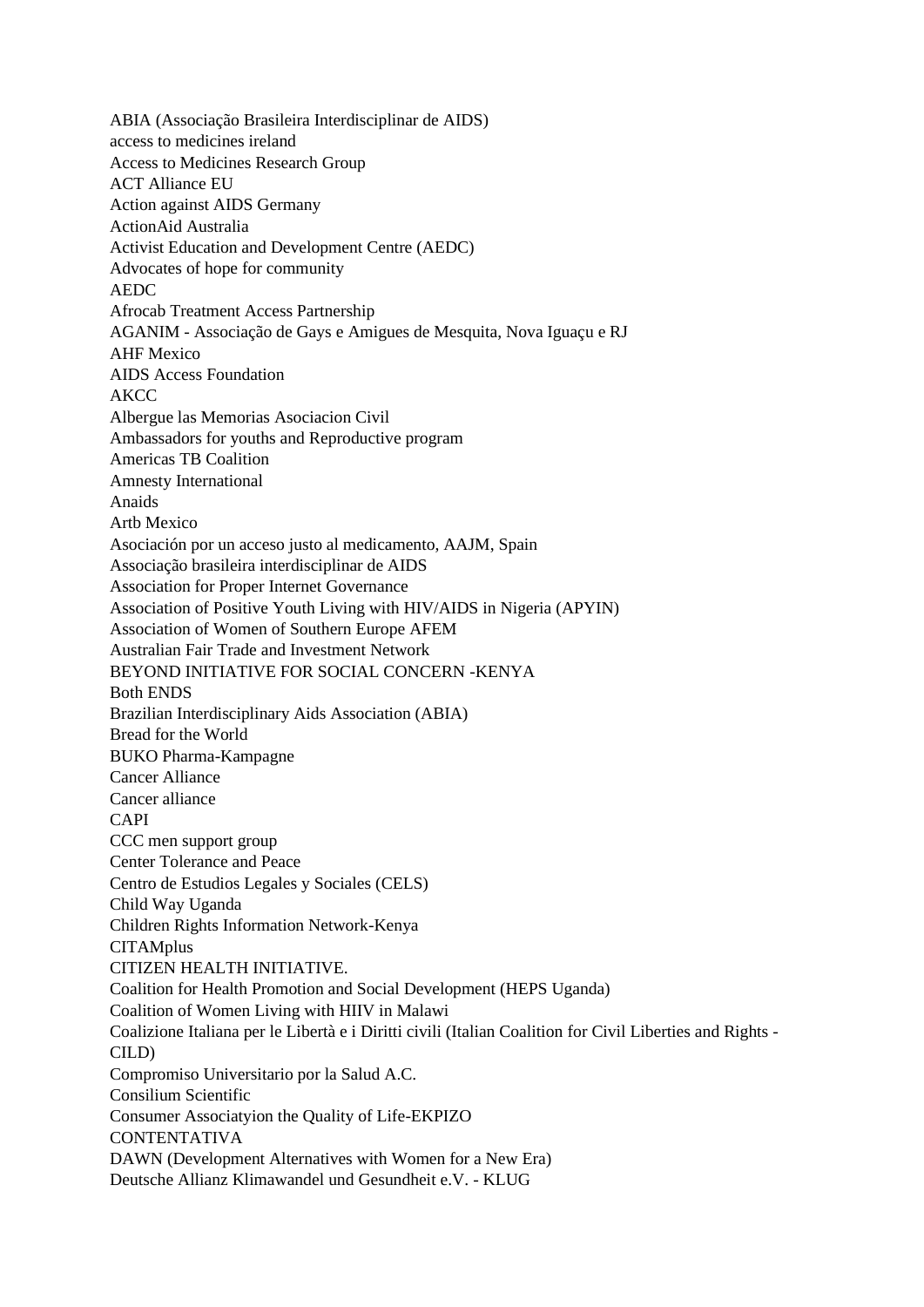ABIA (Associação Brasileira Interdisciplinar de AIDS)
access to medicines ireland
Access to Medicines Research Group
ACT Alliance EU
Action against AIDS Germany
ActionAid Australia
Activist Education and Development Centre (AEDC)
Advocates of hope for community
AEDC
Afrocab Treatment Access Partnership
AGANIM - Associação de Gays e Amigues de Mesquita, Nova Iguaçu e RJ
AHF Mexico
AIDS Access Foundation
AKCC
Albergue las Memorias Asociacion Civil
Ambassadors for youths and Reproductive program
Americas TB Coalition
Amnesty International
Anaids
Artb Mexico
Asociación por un acceso justo al medicamento, AAJM, Spain
Associação brasileira interdisciplinar de AIDS
Association for Proper Internet Governance
Association of Positive Youth Living with HIV/AIDS in Nigeria (APYIN)
Association of Women of Southern Europe AFEM
Australian Fair Trade and Investment Network
BEYOND INITIATIVE FOR SOCIAL CONCERN -KENYA
Both ENDS
Brazilian Interdisciplinary Aids Association (ABIA)
Bread for the World
BUKO Pharma-Kampagne
Cancer Alliance
Cancer alliance
CAPI
CCC men support group
Center Tolerance and Peace
Centro de Estudios Legales y Sociales (CELS)
Child Way Uganda
Children Rights Information Network-Kenya
CITAMplus
CITIZEN HEALTH INITIATIVE.
Coalition for Health Promotion and Social Development (HEPS Uganda)
Coalition of Women Living with HIIV in Malawi
Coalizione Italiana per le Libertà e i Diritti civili (Italian Coalition for Civil Liberties and Rights - CILD)
Compromiso Universitario por la Salud A.C.
Consilium Scientific
Consumer Associatyion the Quality of Life-EKPIZO
CONTENTATIVA
DAWN (Development Alternatives with Women for a New Era)
Deutsche Allianz Klimawandel und Gesundheit e.V. - KLUG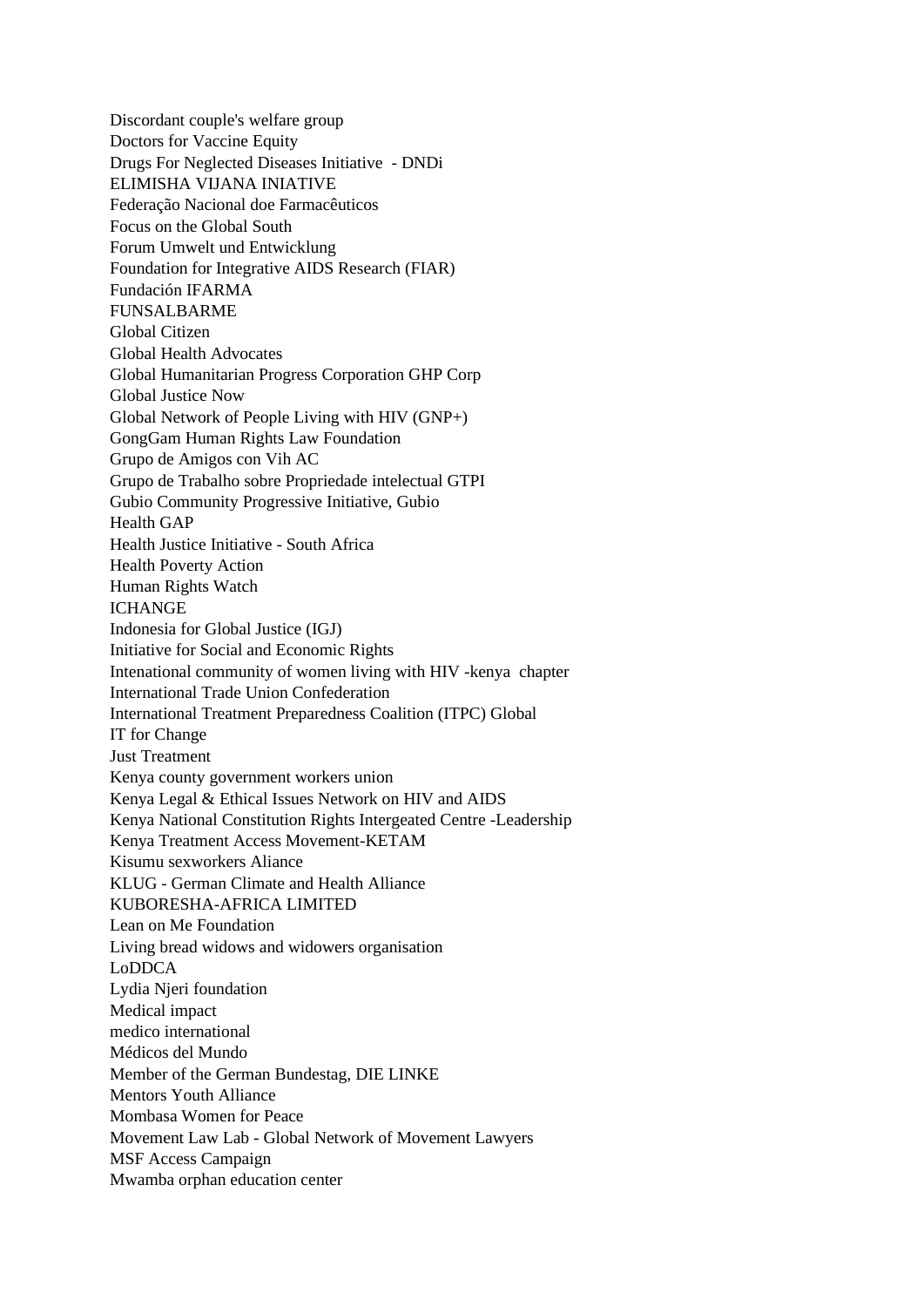Discordant couple's welfare group
Doctors for Vaccine Equity
Drugs For Neglected Diseases Initiative - DNDi
ELIMISHA VIJANA INIATIVE
Federação Nacional doe Farmacêuticos
Focus on the Global South
Forum Umwelt und Entwicklung
Foundation for Integrative AIDS Research (FIAR)
Fundación IFARMA
FUNSALBARME
Global Citizen
Global Health Advocates
Global Humanitarian Progress Corporation GHP Corp
Global Justice Now
Global Network of People Living with HIV (GNP+)
GongGam Human Rights Law Foundation
Grupo de Amigos con Vih AC
Grupo de Trabalho sobre Propriedade intelectual GTPI
Gubio Community Progressive Initiative, Gubio
Health GAP
Health Justice Initiative - South Africa
Health Poverty Action
Human Rights Watch
ICHANGE
Indonesia for Global Justice (IGJ)
Initiative for Social and Economic Rights
Intenational community of women living with HIV -kenya chapter
International Trade Union Confederation
International Treatment Preparedness Coalition (ITPC) Global
IT for Change
Just Treatment
Kenya county government workers union
Kenya Legal & Ethical Issues Network on HIV and AIDS
Kenya National Constitution Rights Intergeated Centre -Leadership
Kenya Treatment Access Movement-KETAM
Kisumu sexworkers Aliance
KLUG - German Climate and Health Alliance
KUBORESHA-AFRICA LIMITED
Lean on Me Foundation
Living bread widows and widowers organisation
LoDDCA
Lydia Njeri foundation
Medical impact
medico international
Médicos del Mundo
Member of the German Bundestag, DIE LINKE
Mentors Youth Alliance
Mombasa Women for Peace
Movement Law Lab - Global Network of Movement Lawyers
MSF Access Campaign
Mwamba orphan education center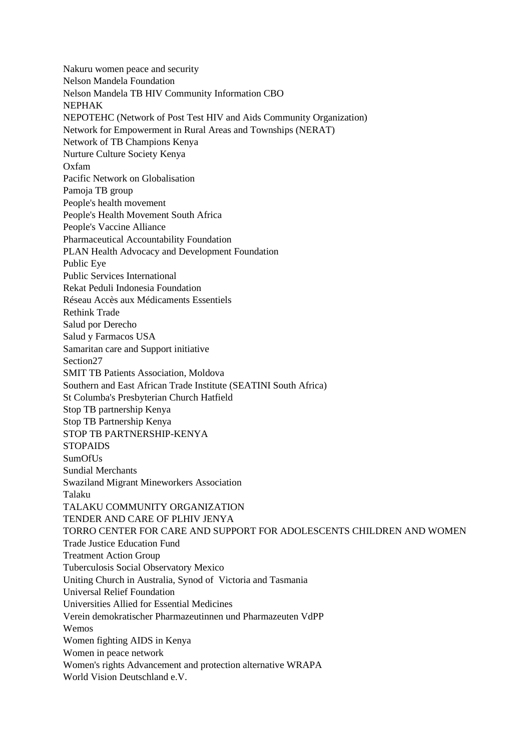Nakuru women peace and security
Nelson Mandela Foundation
Nelson Mandela TB HIV Community Information CBO
NEPHAK
NEPOTEHC (Network of Post Test HIV and Aids Community Organization)
Network for Empowerment in Rural Areas and Townships (NERAT)
Network of TB Champions Kenya
Nurture Culture Society Kenya
Oxfam
Pacific Network on Globalisation
Pamoja TB group
People's health movement
People's Health Movement South Africa
People's Vaccine Alliance
Pharmaceutical Accountability Foundation
PLAN Health Advocacy and Development Foundation
Public Eye
Public Services International
Rekat Peduli Indonesia Foundation
Réseau Accès aux Médicaments Essentiels
Rethink Trade
Salud por Derecho
Salud y Farmacos USA
Samaritan care and Support initiative
Section27
SMIT TB Patients Association, Moldova
Southern and East African Trade Institute (SEATINI South Africa)
St Columba's Presbyterian Church Hatfield
Stop TB partnership Kenya
Stop TB Partnership Kenya
STOP TB PARTNERSHIP-KENYA
STOPAIDS
SumOfUs
Sundial Merchants
Swaziland Migrant Mineworkers Association
Talaku
TALAKU COMMUNITY ORGANIZATION
TENDER AND CARE OF PLHIV JENYA
TORRO CENTER FOR CARE AND SUPPORT FOR ADOLESCENTS CHILDREN AND WOMEN
Trade Justice Education Fund
Treatment Action Group
Tuberculosis Social Observatory Mexico
Uniting Church in Australia, Synod of Victoria and Tasmania
Universal Relief Foundation
Universities Allied for Essential Medicines
Verein demokratischer Pharmazeutinnen und Pharmazeuten VdPP
Wemos
Women fighting AIDS in Kenya
Women in peace network
Women's rights Advancement and protection alternative WRAPA
World Vision Deutschland e.V.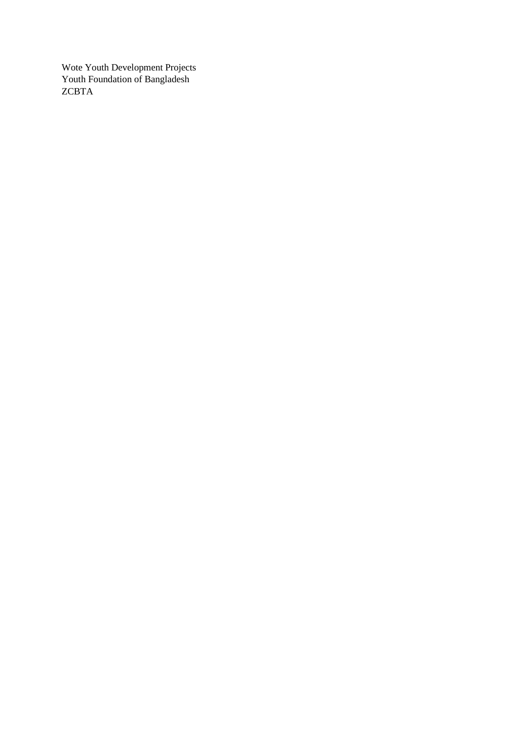Wote Youth Development Projects
Youth Foundation of Bangladesh
ZCBTA